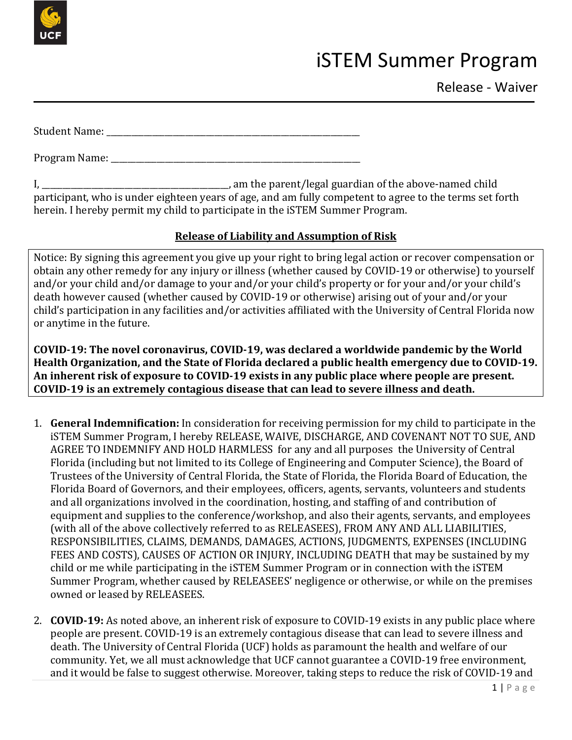# iSTEM Summer Program

## Release - Waiver

Student Name: ___________________________________________________________

Program Name: __________________________________________________________

I, ___________________________________________, am the parent/legal guardian of the above-named child participant, who is under eighteen years of age, and am fully competent to agree to the terms set forth herein. I hereby permit my child to participate in the iSTEM Summer Program.

### Release of Liability and Assumption of Risk

Notice: By signing this agreement you give up your right to bring legal action or recover compensation or obtain any other remedy for any injury or illness (whether caused by COVID-19 or otherwise) to yourself and/or your child and/or damage to your and/or your child's property or for your and/or your child's death however caused (whether caused by COVID-19 or otherwise) arising out of your and/or your child's participation in any facilities and/or activities affiliated with the University of Central Florida now or anytime in the future.

**COVID-19: The novel coronavirus, COVID-19, was declared a worldwide pandemic by the World Health Organization, and the State of Florida declared a public health emergency due to COVID-19. An inherent risk of exposure to COVID-19 exists in any public place where people are present. COVID-19 is an extremely contagious disease that can lead to severe illness and death.**

1. **General Indemnification:** In consideration for receiving permission for my child to participate in the iSTEM Summer Program, I hereby RELEASE, WAIVE, DISCHARGE, AND COVENANT NOT TO SUE, AND AGREE TO INDEMNIFY AND HOLD HARMLESS for any and all purposes the University of Central Florida (including but not limited to its College of Engineering and Computer Science), the Board of Trustees of the University of Central Florida, the State of Florida, the Florida Board of Education, the Florida Board of Governors, and their employees, officers, agents, servants, volunteers and students and all organizations involved in the coordination, hosting, and staffing of and contribution of equipment and supplies to the conference/workshop, and also their agents, servants, and employees (with all of the above collectively referred to as RELEASEES), FROM ANY AND ALL LIABILITIES, RESPONSIBILITIES, CLAIMS, DEMANDS, DAMAGES, ACTIONS, JUDGMENTS, EXPENSES (INCLUDING FEES AND COSTS), CAUSES OF ACTION OR INJURY, INCLUDING DEATH that may be sustained by my child or me while participating in the iSTEM Summer Program or in connection with the iSTEM Summer Program, whether caused by RELEASEES' negligence or otherwise, or while on the premises owned or leased by RELEASEES.

2. **COVID-19:** As noted above, an inherent risk of exposure to COVID-19 exists in any public place where people are present. COVID-19 is an extremely contagious disease that can lead to severe illness and death. The University of Central Florida (UCF) holds as paramount the health and welfare of our community. Yet, we all must acknowledge that UCF cannot guarantee a COVID-19 free environment, and it would be false to suggest otherwise. Moreover, taking steps to reduce the risk of COVID-19 and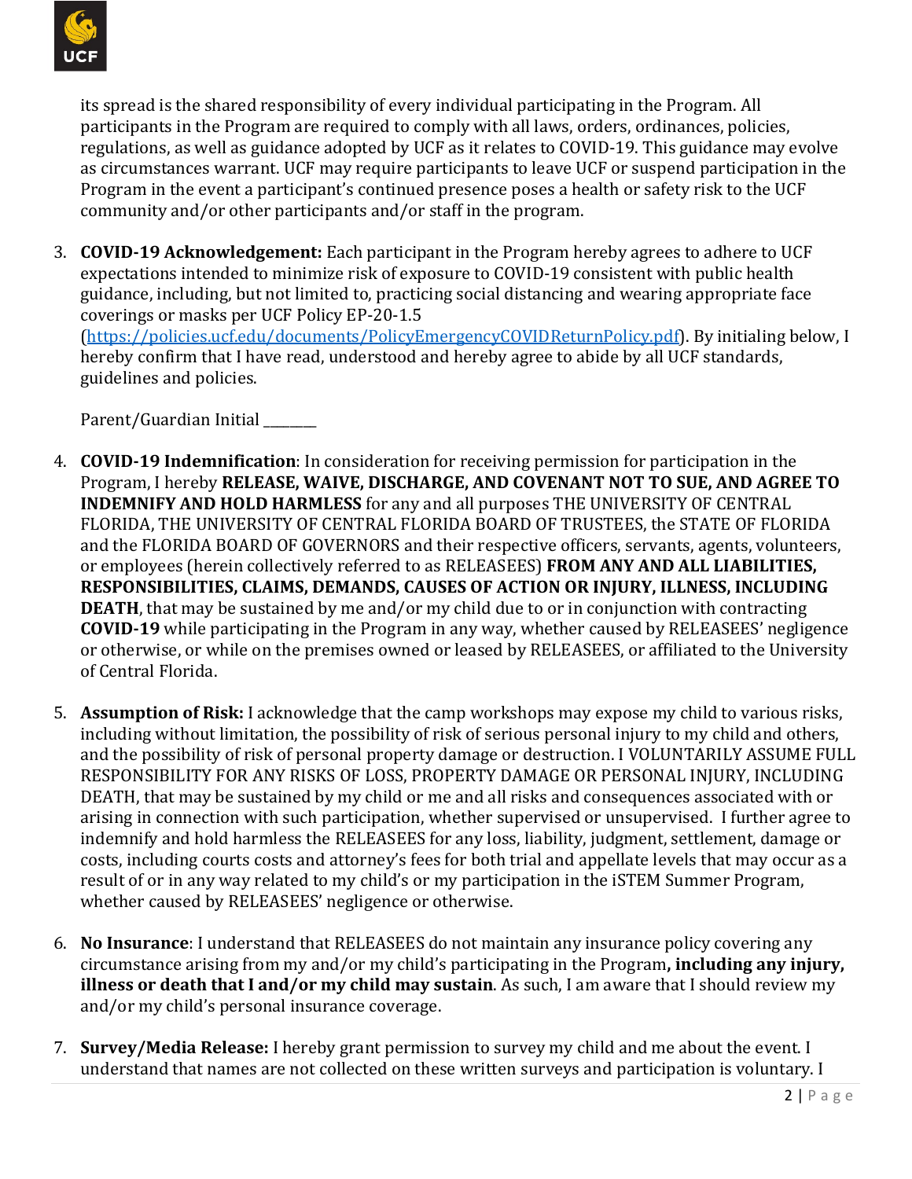its spread is the shared responsibility of every individual participating in the Program. All participants in the Program are required to comply with all laws, orders, ordinances, policies, regulations, as well as guidance adopted by UCF as it relates to COVID-19. This guidance may evolve as circumstances warrant. UCF may require participants to leave UCF or suspend participation in the Program in the event a participant's continued presence poses a health or safety risk to the UCF community and/or other participants and/or staff in the program.

3. **COVID-19 Acknowledgement:** Each participant in the Program hereby agrees to adhere to UCF expectations intended to minimize risk of exposure to COVID-19 consistent with public health guidance, including, but not limited to, practicing social distancing and wearing appropriate face coverings or masks per UCF Policy EP-20-1.5 ([https://policies.ucf.edu/documents/PolicyEmergencyCOVIDReturnPolicy.pdf](https://policies.ucf.edu/documents/PolicyEmergencyCOVIDReturnPolicy.pdf)). By initialing below, I hereby confirm that I have read, understood and hereby agree to abide by all UCF standards, guidelines and policies.

   Parent/Guardian Initial ________

4. **COVID-19 Indemnification**: In consideration for receiving permission for participation in the Program, I hereby **RELEASE, WAIVE, DISCHARGE, AND COVENANT NOT TO SUE, AND AGREE TO INDEMNIFY AND HOLD HARMLESS** for any and all purposes THE UNIVERSITY OF CENTRAL FLORIDA, THE UNIVERSITY OF CENTRAL FLORIDA BOARD OF TRUSTEES, the STATE OF FLORIDA and the FLORIDA BOARD OF GOVERNORS and their respective officers, servants, agents, volunteers, or employees (herein collectively referred to as RELEASEES) **FROM ANY AND ALL LIABILITIES, RESPONSIBILITIES, CLAIMS, DEMANDS, CAUSES OF ACTION OR INJURY, ILLNESS, INCLUDING DEATH**, that may be sustained by me and/or my child due to or in conjunction with contracting **COVID-19** while participating in the Program in any way, whether caused by RELEASEES' negligence or otherwise, or while on the premises owned or leased by RELEASEES, or affiliated to the University of Central Florida.

5. **Assumption of Risk:** I acknowledge that the camp workshops may expose my child to various risks, including without limitation, the possibility of risk of serious personal injury to my child and others, and the possibility of risk of personal property damage or destruction. I VOLUNTARILY ASSUME FULL RESPONSIBILITY FOR ANY RISKS OF LOSS, PROPERTY DAMAGE OR PERSONAL INJURY, INCLUDING DEATH, that may be sustained by my child or me and all risks and consequences associated with or arising in connection with such participation, whether supervised or unsupervised. I further agree to indemnify and hold harmless the RELEASEES for any loss, liability, judgment, settlement, damage or costs, including courts costs and attorney's fees for both trial and appellate levels that may occur as a result of or in any way related to my child's or my participation in the iSTEM Summer Program, whether caused by RELEASEES' negligence or otherwise.

6. **No Insurance**: I understand that RELEASEES do not maintain any insurance policy covering any circumstance arising from my and/or my child's participating in the Program**, including any injury, illness or death that I and/or my child may sustain**. As such, I am aware that I should review my and/or my child's personal insurance coverage.

7. **Survey/Media Release:** I hereby grant permission to survey my child and me about the event. I understand that names are not collected on these written surveys and participation is voluntary. I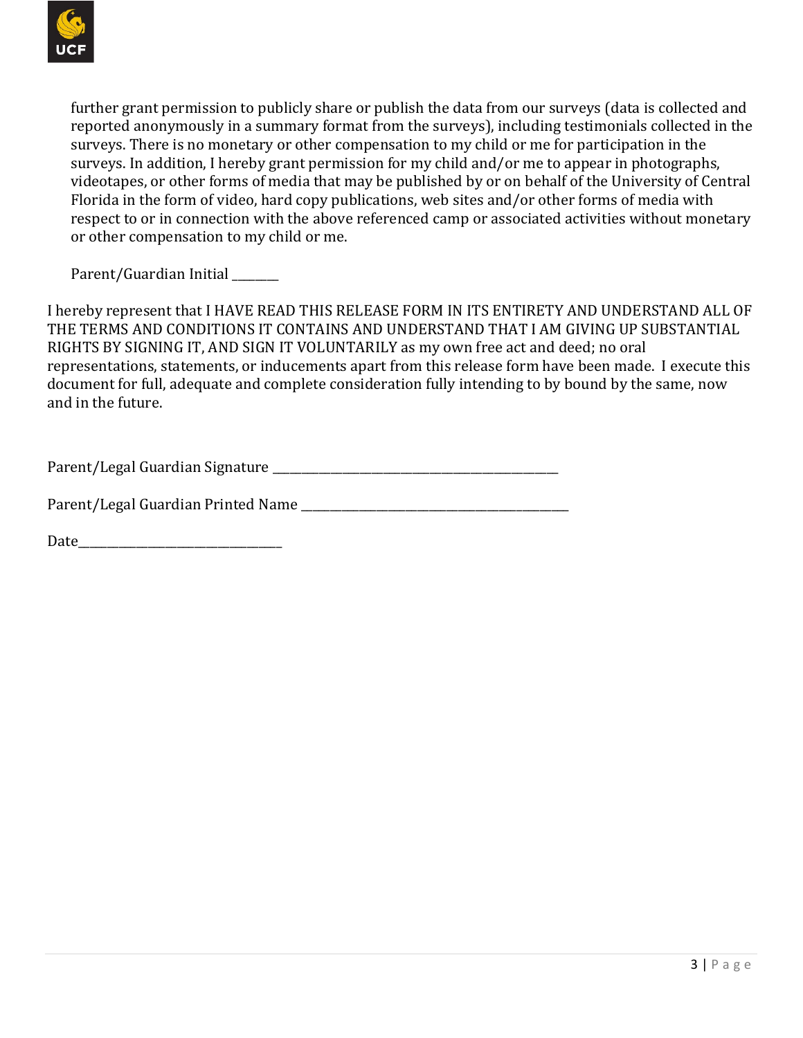further grant permission to publicly share or publish the data from our surveys (data is collected and reported anonymously in a summary format from the surveys), including testimonials collected in the surveys. There is no monetary or other compensation to my child or me for participation in the surveys. In addition, I hereby grant permission for my child and/or me to appear in photographs, videotapes, or other forms of media that may be published by or on behalf of the University of Central Florida in the form of video, hard copy publications, web sites and/or other forms of media with respect to or in connection with the above referenced camp or associated activities without monetary or other compensation to my child or me.

Parent/Guardian Initial ________

I hereby represent that I HAVE READ THIS RELEASE FORM IN ITS ENTIRETY AND UNDERSTAND ALL OF THE TERMS AND CONDITIONS IT CONTAINS AND UNDERSTAND THAT I AM GIVING UP SUBSTANTIAL RIGHTS BY SIGNING IT, AND SIGN IT VOLUNTARILY as my own free act and deed; no oral representations, statements, or inducements apart from this release form have been made. I execute this document for full, adequate and complete consideration fully intending to by bound by the same, now and in the future.

Parent/Legal Guardian Signature ________________________________________________

Parent/Legal Guardian Printed Name ____________________________________________

Date__________________________________